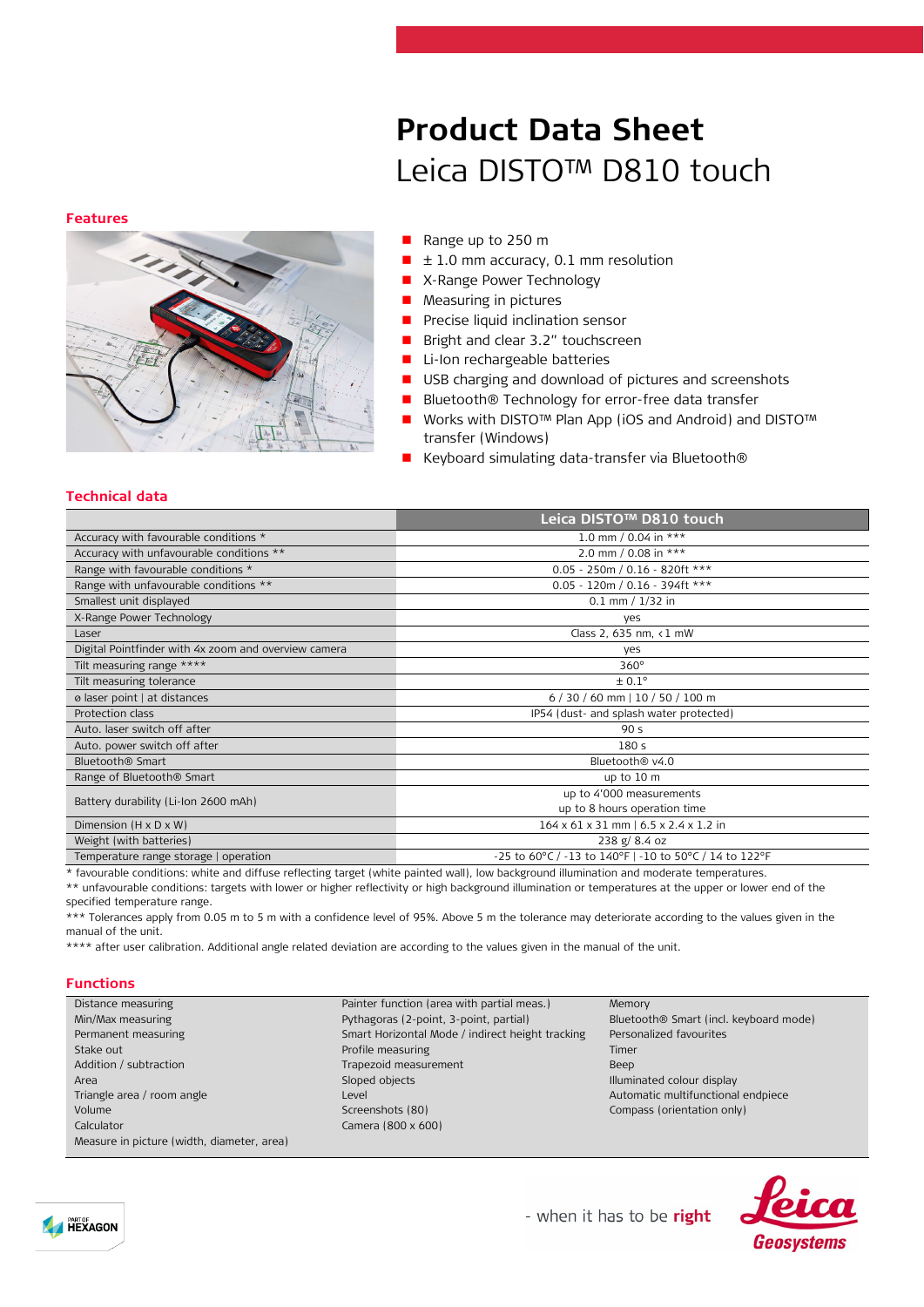# Product Data Sheet

## Leica DISTO™ D810 touch

### Features

- Range up to 250 m
- ± 1.0 mm accuracy, 0.1 mm resolution
- X-Range Power Technology
- Measuring in pictures
- Precise liquid inclination sensor
- Bright and clear 3.2" touchscreen
- Li-Ion rechargeable batteries
- USB charging and download of pictures and screenshots
- Bluetooth® Technology for error-free data transfer
- Works with DISTO™ Plan App (iOS and Android) and DISTO™ transfer (Windows)
- Keyboard simulating data-transfer via Bluetooth®

### Technical data

| | Leica DISTO™ D810 touch |
|---|---|
| Accuracy with favourable conditions * | 1.0 mm / 0.04 in *** |
| Accuracy with unfavourable conditions ** | 2.0 mm / 0.08 in *** |
| Range with favourable conditions * | 0.05 - 250m / 0.16 - 820ft *** |
| Range with unfavourable conditions ** | 0.05 - 120m / 0.16 - 394ft *** |
| Smallest unit displayed | 0.1 mm / 1/32 in |
| X-Range Power Technology | yes |
| Laser | Class 2, 635 nm, < 1 mW |
| Digital Pointfinder with 4x zoom and overview camera | yes |
| Tilt measuring range **** | 360° |
| Tilt measuring tolerance | ± 0.1° |
| ø laser point \| at distances | 6 / 30 / 60 mm \| 10 / 50 / 100 m |
| Protection class | IP54 (dust- and splash water protected) |
| Auto. laser switch off after | 90 s |
| Auto. power switch off after | 180 s |
| Bluetooth® Smart | Bluetooth® v4.0 |
| Range of Bluetooth® Smart | up to 10 m |
| Battery durability (Li-Ion 2600 mAh) | up to 4'000 measurements<br>up to 8 hours operation time |
| Dimension (H x D x W) | 164 x 61 x 31 mm \| 6.5 x 2.4 x 1.2 in |
| Weight (with batteries) | 238 g/ 8.4 oz |
| Temperature range storage \| operation | -25 to 60°C / -13 to 140°F \| -10 to 50°C / 14 to 122°F |

\* favourable conditions: white and diffuse reflecting target (white painted wall), low background illumination and moderate temperatures.

** unfavourable conditions: targets with lower or higher reflectivity or high background illumination or temperatures at the upper or lower end of the specified temperature range.

*** Tolerances apply from 0.05 m to 5 m with a confidence level of 95%. Above 5 m the tolerance may deteriorate according to the values given in the manual of the unit.

**** after user calibration. Additional angle related deviation are according to the values given in the manual of the unit.

### Functions

- Distance measuring
- Min/Max measuring
- Permanent measuring
- Stake out
- Addition / subtraction
- Area
- Triangle area / room angle
- Volume
- Calculator
- Measure in picture (width, diameter, area)
- Painter function (area with partial meas.)
- Pythagoras (2-point, 3-point, partial)
- Smart Horizontal Mode / indirect height tracking
- Profile measuring
- Trapezoid measurement
- Sloped objects
- Level
- Screenshots (80)
- Camera (800 x 600)
- Memory
- Bluetooth® Smart (incl. keyboard mode)
- Personalized favourites
- Timer
- Beep
- Illuminated colour display
- Automatic multifunctional endpiece
- Compass (orientation only)

- when it has to be **right**

Leica Geosystems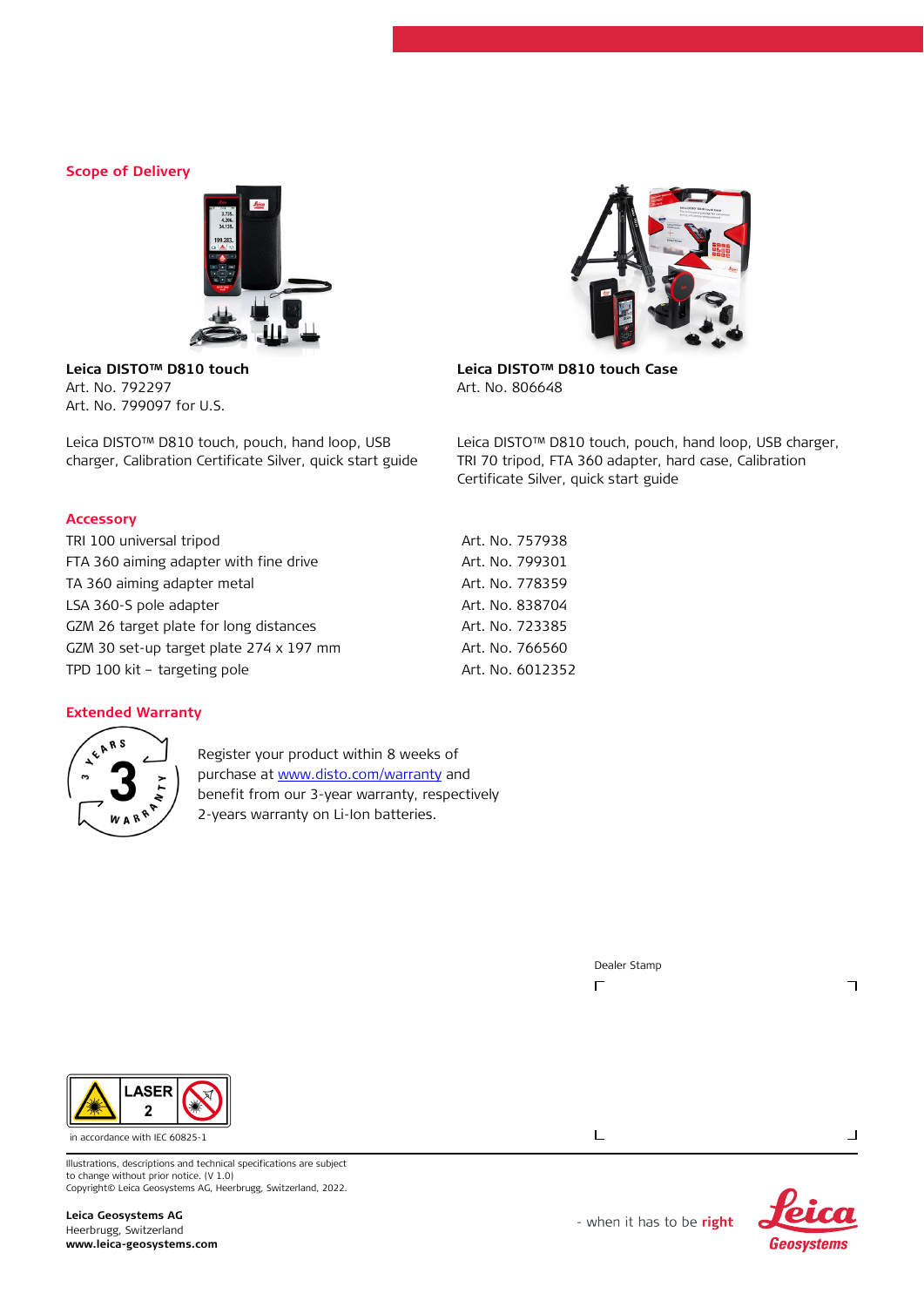## Scope of Delivery

**Leica DISTO™ D810 touch**
Art. No. 792297
Art. No. 799097 for U.S.

Leica DISTO™ D810 touch, pouch, hand loop, USB charger, Calibration Certificate Silver, quick start guide

**Leica DISTO™ D810 touch Case**
Art. No. 806648

Leica DISTO™ D810 touch, pouch, hand loop, USB charger, TRI 70 tripod, FTA 360 adapter, hard case, Calibration Certificate Silver, quick start guide

## Accessory

| | |
|---|---|
| TRI 100 universal tripod | Art. No. 757938 |
| FTA 360 aiming adapter with fine drive | Art. No. 799301 |
| TA 360 aiming adapter metal | Art. No. 778359 |
| LSA 360-S pole adapter | Art. No. 838704 |
| GZM 26 target plate for long distances | Art. No. 723385 |
| GZM 30 set-up target plate 274 x 197 mm | Art. No. 766560 |
| TPD 100 kit – targeting pole | Art. No. 6012352 |

## Extended Warranty

3 YEARS WARRANTY

Register your product within 8 weeks of purchase at www.disto.com/warranty and benefit from our 3-year warranty, respectively 2-years warranty on Li-Ion batteries.

Dealer Stamp

LASER 2

in accordance with IEC 60825-1

Illustrations, descriptions and technical specifications are subject to change without prior notice. (V 1.0)
Copyright© Leica Geosystems AG, Heerbrugg, Switzerland, 2022.

**Leica Geosystems AG**
Heerbrugg, Switzerland
**www.leica-geosystems.com**

- when it has to be **right**

Leica Geosystems